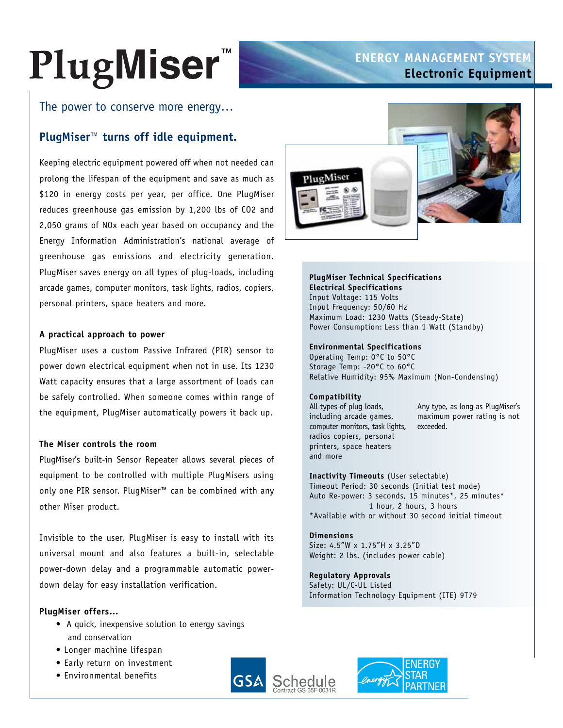# PlugMiser™

## ENERGY MANAGEMENT SYSTEM
**Electronic Equipment**

The power to conserve more energy…

## PlugMiser™ turns off idle equipment.

Keeping electric equipment powered off when not needed can prolong the lifespan of the equipment and save as much as $120 in energy costs per year, per office. One PlugMiser reduces greenhouse gas emission by 1,200 lbs of CO2 and 2,050 grams of NOx each year based on occupancy and the Energy Information Administration's national average of greenhouse gas emissions and electricity generation. PlugMiser saves energy on all types of plug-loads, including arcade games, computer monitors, task lights, radios, copiers, personal printers, space heaters and more.

### A practical approach to power

PlugMiser uses a custom Passive Infrared (PIR) sensor to power down electrical equipment when not in use. Its 1230 Watt capacity ensures that a large assortment of loads can be safely controlled. When someone comes within range of the equipment, PlugMiser automatically powers it back up.

### The Miser controls the room

PlugMiser's built-in Sensor Repeater allows several pieces of equipment to be controlled with multiple PlugMisers using only one PIR sensor. PlugMiser™ can be combined with any other Miser product.

Invisible to the user, PlugMiser is easy to install with its universal mount and also features a built-in, selectable power-down delay and a programmable automatic power-down delay for easy installation verification.

### PlugMiser offers…

- A quick, inexpensive solution to energy savings and conservation
- Longer machine lifespan
- Early return on investment
- Environmental benefits

### PlugMiser Technical Specifications

**Electrical Specifications**
Input Voltage: 115 Volts
Input Frequency: 50/60 Hz
Maximum Load: 1230 Watts (Steady-State)
Power Consumption: Less than 1 Watt (Standby)

**Environmental Specifications**
Operating Temp: 0°C to 50°C
Storage Temp: -20°C to 60°C
Relative Humidity: 95% Maximum (Non-Condensing)

**Compatibility**
All types of plug loads, including arcade games, computer monitors, task lights, radios copiers, personal printers, space heaters and more

Any type, as long as PlugMiser's maximum power rating is not exceeded.

**Inactivity Timeouts** (User selectable)
Timeout Period: 30 seconds (Initial test mode)
Auto Re-power: 3 seconds, 15 minutes*, 25 minutes*
1 hour, 2 hours, 3 hours
*Available with or without 30 second initial timeout

**Dimensions**
Size: 4.5"W x 1.75"H x 3.25"D
Weight: 2 lbs. (includes power cable)

**Regulatory Approvals**
Safety: UL/C-UL Listed
Information Technology Equipment (ITE) 9T79

GSA Schedule
Contract GS-35F-0031R

ENERGY STAR PARTNER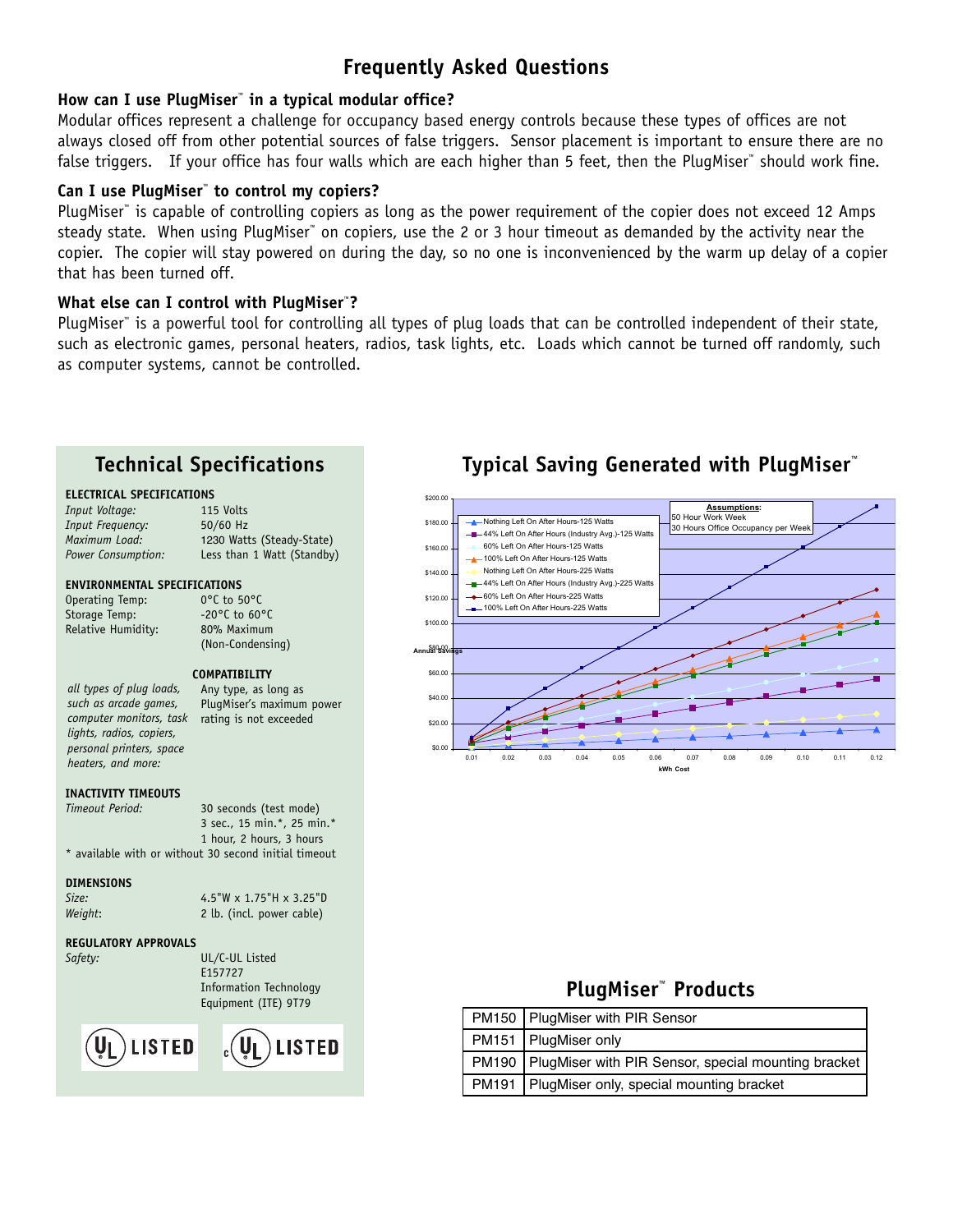# Frequently Asked Questions

### How can I use PlugMiser™ in a typical modular office?

Modular offices represent a challenge for occupancy based energy controls because these types of offices are not always closed off from other potential sources of false triggers. Sensor placement is important to ensure there are no false triggers. If your office has four walls which are each higher than 5 feet, then the PlugMiser™ should work fine.

### Can I use PlugMiser™ to control my copiers?

PlugMiser™ is capable of controlling copiers as long as the power requirement of the copier does not exceed 12 Amps steady state. When using PlugMiser™ on copiers, use the 2 or 3 hour timeout as demanded by the activity near the copier. The copier will stay powered on during the day, so no one is inconvenienced by the warm up delay of a copier that has been turned off.

### What else can I control with PlugMiser™?

PlugMiser™ is a powerful tool for controlling all types of plug loads that can be controlled independent of their state, such as electronic games, personal heaters, radios, task lights, etc. Loads which cannot be turned off randomly, such as computer systems, cannot be controlled.

## Technical Specifications

**ELECTRICAL SPECIFICATIONS**

| | |
|---|---|
| *Input Voltage:* | 115 Volts |
| *Input Frequency:* | 50/60 Hz |
| *Maximum Load:* | 1230 Watts (Steady-State) |
| *Power Consumption:* | Less than 1 Watt (Standby) |

**ENVIRONMENTAL SPECIFICATIONS**

| | |
|---|---|
| Operating Temp: | 0°C to 50°C |
| Storage Temp: | -20°C to 60°C |
| Relative Humidity: | 80% Maximum (Non-Condensing) |

**COMPATIBILITY**

| | |
|---|---|
| *all types of plug loads, such as arcade games, computer monitors, task lights, radios, copiers, personal printers, space heaters, and more:* | Any type, as long as PlugMiser's maximum power rating is not exceeded |

**INACTIVITY TIMEOUTS**

| | |
|---|---|
| *Timeout Period:* | 30 seconds (test mode) 3 sec., 15 min.*, 25 min.* 1 hour, 2 hours, 3 hours |

* available with or without 30 second initial timeout

**DIMENSIONS**

| | |
|---|---|
| *Size:* | 4.5"W x 1.75"H x 3.25"D |
| *Weight:* | 2 lb. (incl. power cable) |

**REGULATORY APPROVALS**

| | |
|---|---|
| *Safety:* | UL/C-UL Listed E157727 Information Technology Equipment (ITE) 9T79 |

UL LISTED c UL LISTED

## Typical Saving Generated with PlugMiser™

Annual Savings

$0.00
$20.00
$40.00
$60.00
$80.00
$100.00
$120.00
$140.00
$160.00
$180.00
$200.00

kWh Cost

0.01 0.02 0.03 0.04 0.05 0.06 0.07 0.08 0.09 0.10 0.11 0.12

Nothing Left On After Hours-125 Watts
44% Left On After Hours (Industry Avg.)-125 Watts
60% Left On After Hours-125 Watts
100% Left On After Hours-125 Watts
Nothing Left On After Hours-225 Watts
44% Left On After Hours (Industry Avg.)-225 Watts
60% Left On After Hours-225 Watts
100% Left On After Hours-225 Watts

**Assumptions**:
50 Hour Work Week
30 Hours Office Occupancy per Week

## PlugMiser™ Products

| | |
|---|---|
| PM150 | PlugMiser with PIR Sensor |
| PM151 | PlugMiser only |
| PM190 | PlugMiser with PIR Sensor, special mounting bracket |
| PM191 | PlugMiser only, special mounting bracket |